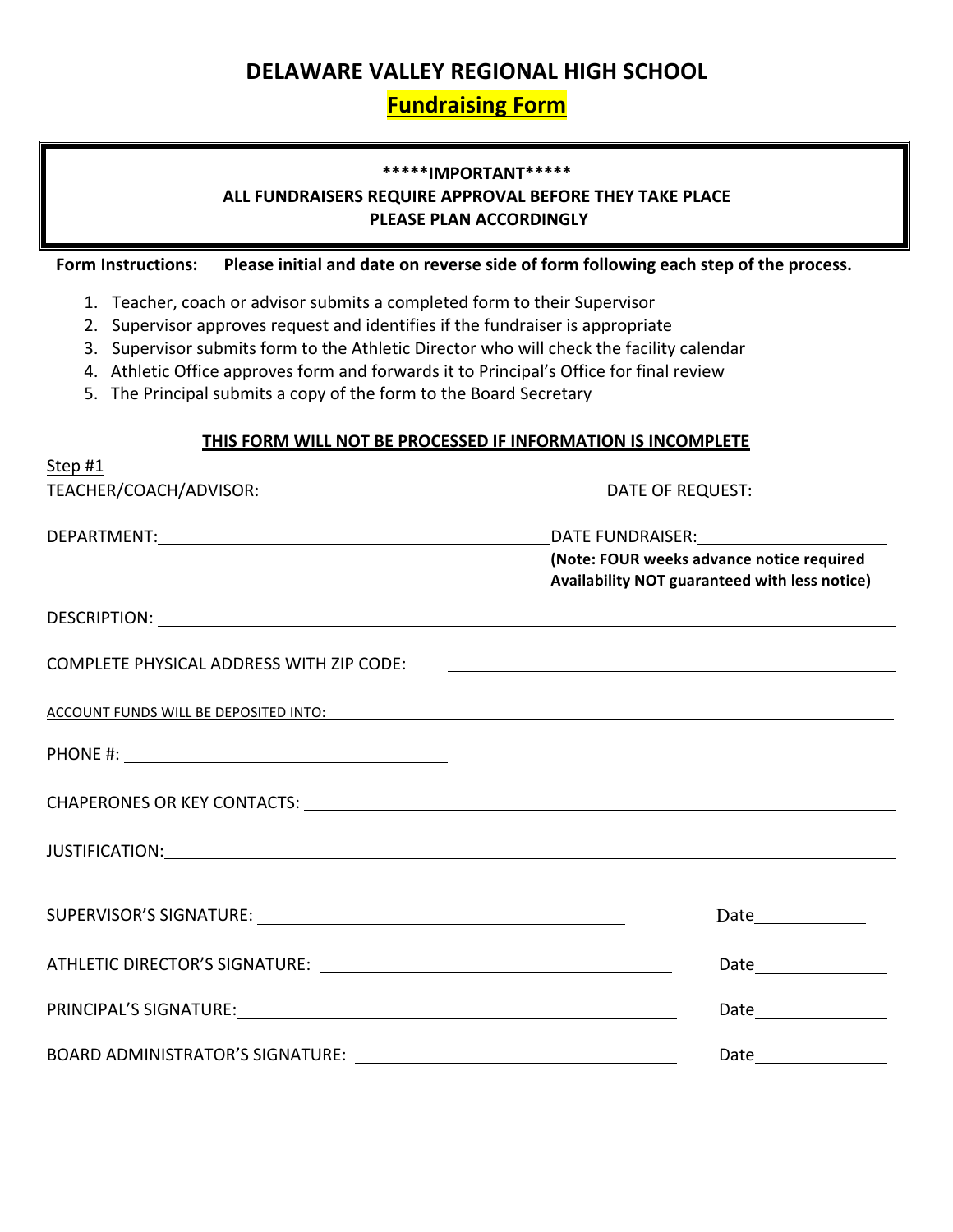# DELAWARE VALLEY REGIONAL HIGH SCHOOL

## Fundraising Form

**\*\*\*\*\*IMPORTANT\*\*\*\*\***
**ALL FUNDRAISERS REQUIRE APPROVAL BEFORE THEY TAKE PLACE**
**PLEASE PLAN ACCORDINGLY**

**Form Instructions:** **Please initial and date on reverse side of form following each step of the process.**

1. Teacher, coach or advisor submits a completed form to their Supervisor
2. Supervisor approves request and identifies if the fundraiser is appropriate
3. Supervisor submits form to the Athletic Director who will check the facility calendar
4. Athletic Office approves form and forwards it to Principal's Office for final review
5. The Principal submits a copy of the form to the Board Secretary

**THIS FORM WILL NOT BE PROCESSED IF INFORMATION IS INCOMPLETE**

Step #1

TEACHER/COACH/ADVISOR:\_\_\_\_\_\_\_\_\_\_\_\_\_\_\_\_\_\_\_\_ DATE OF REQUEST:\_\_\_\_\_\_\_\_\_\_

DEPARTMENT:\_\_\_\_\_\_\_\_\_\_\_\_\_\_\_\_\_\_\_\_ DATE FUNDRAISER:\_\_\_\_\_\_\_\_\_\_

**(Note: FOUR weeks advance notice required Availability NOT guaranteed with less notice)**

DESCRIPTION:\_\_\_\_\_\_\_\_\_\_\_\_\_\_\_\_\_\_\_\_

COMPLETE PHYSICAL ADDRESS WITH ZIP CODE:\_\_\_\_\_\_\_\_\_\_\_\_\_\_\_\_\_\_\_\_

ACCOUNT FUNDS WILL BE DEPOSITED INTO:\_\_\_\_\_\_\_\_\_\_\_\_\_\_\_\_\_\_\_\_

PHONE #:\_\_\_\_\_\_\_\_\_\_\_\_\_\_\_\_\_\_\_\_

CHAPERONES OR KEY CONTACTS:\_\_\_\_\_\_\_\_\_\_\_\_\_\_\_\_\_\_\_\_

JUSTIFICATION:\_\_\_\_\_\_\_\_\_\_\_\_\_\_\_\_\_\_\_\_

SUPERVISOR'S SIGNATURE:\_\_\_\_\_\_\_\_\_\_\_\_\_\_\_\_\_\_\_\_ Date\_\_\_\_\_\_\_\_\_\_

ATHLETIC DIRECTOR'S SIGNATURE:\_\_\_\_\_\_\_\_\_\_\_\_\_\_\_\_\_\_\_\_ Date\_\_\_\_\_\_\_\_\_\_

PRINCIPAL'S SIGNATURE:\_\_\_\_\_\_\_\_\_\_\_\_\_\_\_\_\_\_\_\_ Date\_\_\_\_\_\_\_\_\_\_

BOARD ADMINISTRATOR'S SIGNATURE:\_\_\_\_\_\_\_\_\_\_\_\_\_\_\_\_\_\_\_\_ Date\_\_\_\_\_\_\_\_\_\_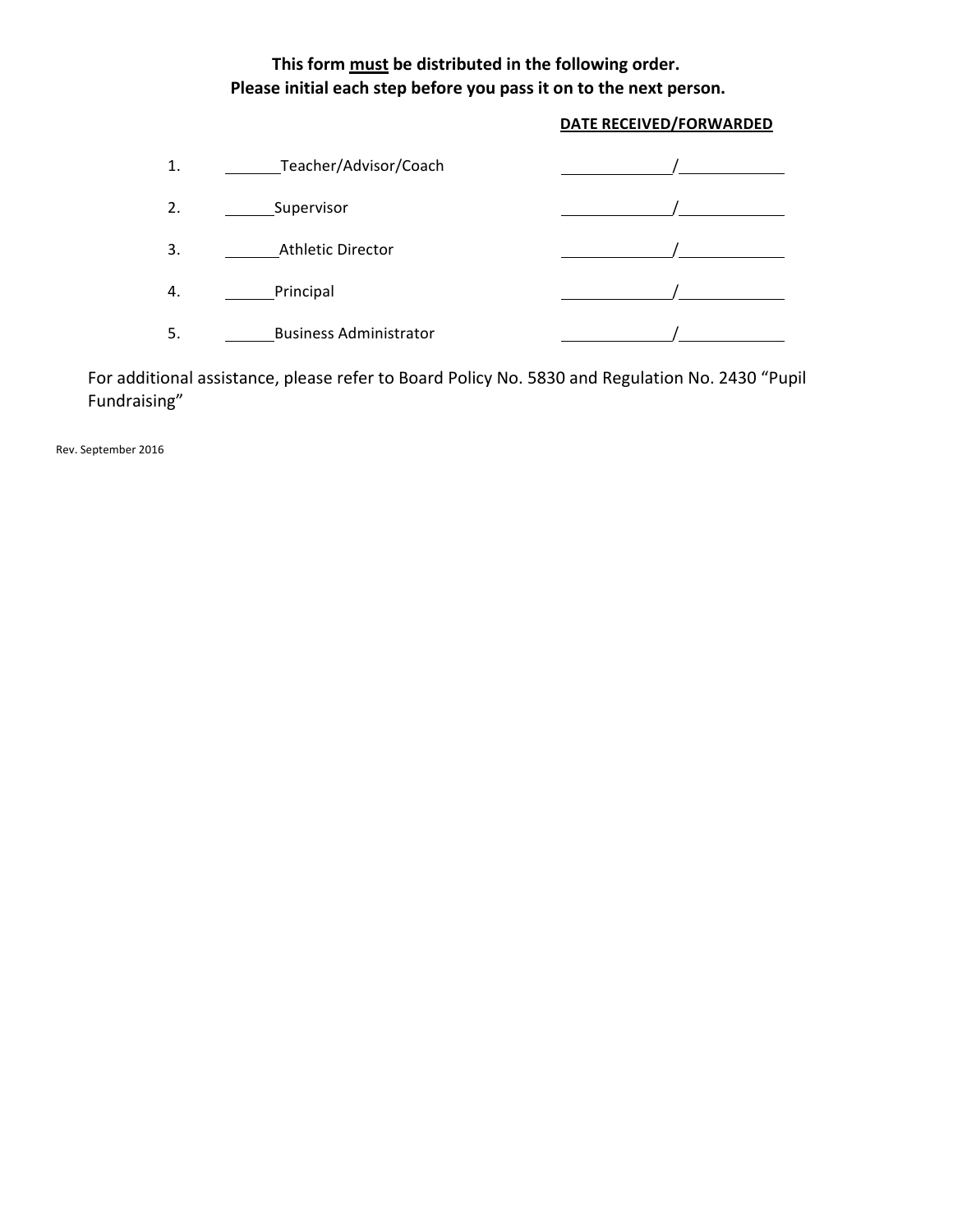**This form <u>must</u> be distributed in the following order.**
**Please initial each step before you pass it on to the next person.**

| | | **DATE RECEIVED/FORWARDED** |
|---|---|---|
| 1. | _______Teacher/Advisor/Coach | ____________/____________ |
| 2. | ______Supervisor | ____________/____________ |
| 3. | _______Athletic Director | ____________/____________ |
| 4. | ______Principal | ____________/____________ |
| 5. | ______Business Administrator | ____________/____________ |

For additional assistance, please refer to Board Policy No. 5830 and Regulation No. 2430 "Pupil Fundraising"

Rev. September 2016